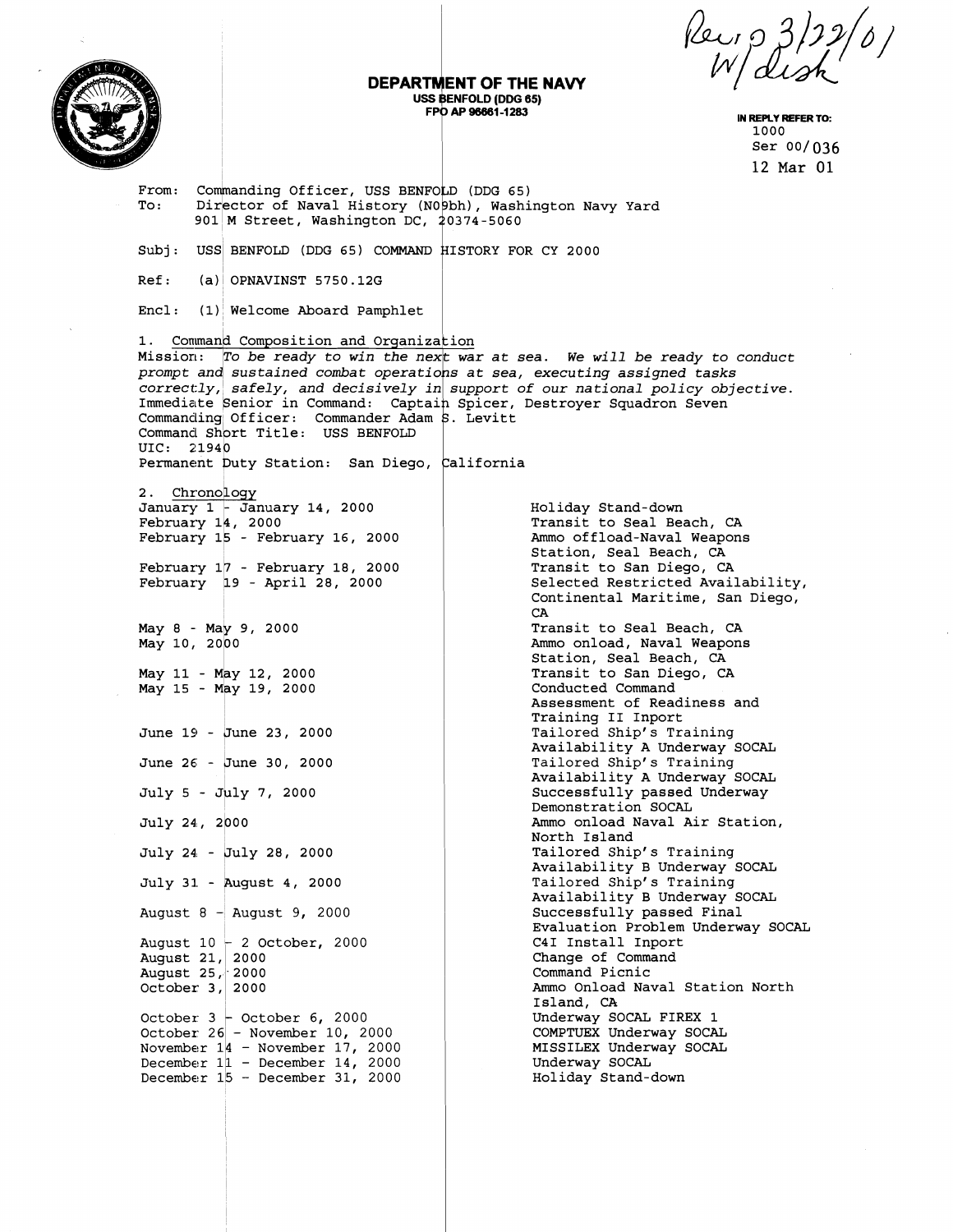Rev 3/22/01 W/disk

**DEPARTMENT OF THE NAVY**
**USS BENFOLD (DDG 65)**
**FPO AP 96661-1283**

IN REPLY REFER TO:
1000
Ser 00/036
12 Mar 01

From: Commanding Officer, USS BENFOLD (DDG 65)
To: Director of Naval History (N09bh), Washington Navy Yard
901 M Street, Washington DC, 20374-5060

Subj: USS BENFOLD (DDG 65) COMMAND HISTORY FOR CY 2000

Ref: (a) OPNAVINST 5750.12G

Encl: (1) Welcome Aboard Pamphlet

1. Command Composition and Organization

Mission: *To be ready to win the next war at sea. We will be ready to conduct prompt and sustained combat operations at sea, executing assigned tasks correctly, safely, and decisively in support of our national policy objective.*
Immediate Senior in Command: Captain Spicer, Destroyer Squadron Seven
Commanding Officer: Commander Adam S. Levitt
Command Short Title: USS BENFOLD
UIC: 21940
Permanent Duty Station: San Diego, California

2. Chronology

| Date | Event |
|---|---|
| January 1 - January 14, 2000 | Holiday Stand-down |
| February 14, 2000 | Transit to Seal Beach, CA |
| February 15 - February 16, 2000 | Ammo offload-Naval Weapons Station, Seal Beach, CA |
| February 17 - February 18, 2000 | Transit to San Diego, CA |
| February 19 - April 28, 2000 | Selected Restricted Availability, Continental Maritime, San Diego, CA |
| May 8 - May 9, 2000 | Transit to Seal Beach, CA |
| May 10, 2000 | Ammo onload, Naval Weapons Station, Seal Beach, CA |
| May 11 - May 12, 2000 | Transit to San Diego, CA |
| May 15 - May 19, 2000 | Conducted Command Assessment of Readiness and Training II Inport |
| June 19 - June 23, 2000 | Tailored Ship's Training Availability A Underway SOCAL |
| June 26 - June 30, 2000 | Tailored Ship's Training Availability A Underway SOCAL |
| July 5 - July 7, 2000 | Successfully passed Underway Demonstration SOCAL |
| July 24, 2000 | Ammo onload Naval Air Station, North Island |
| July 24 - July 28, 2000 | Tailored Ship's Training Availability B Underway SOCAL |
| July 31 - August 4, 2000 | Tailored Ship's Training Availability B Underway SOCAL |
| August 8 - August 9, 2000 | Successfully passed Final Evaluation Problem Underway SOCAL |
| August 10 - 2 October, 2000 | C4I Install Inport |
| August 21, 2000 | Change of Command |
| August 25, 2000 | Command Picnic |
| October 3, 2000 | Ammo Onload Naval Station North Island, CA |
| October 3 - October 6, 2000 | Underway SOCAL FIREX 1 |
| October 26 - November 10, 2000 | COMPTUEX Underway SOCAL |
| November 14 - November 17, 2000 | MISSILEX Underway SOCAL |
| December 11 - December 14, 2000 | Underway SOCAL |
| December 15 - December 31, 2000 | Holiday Stand-down |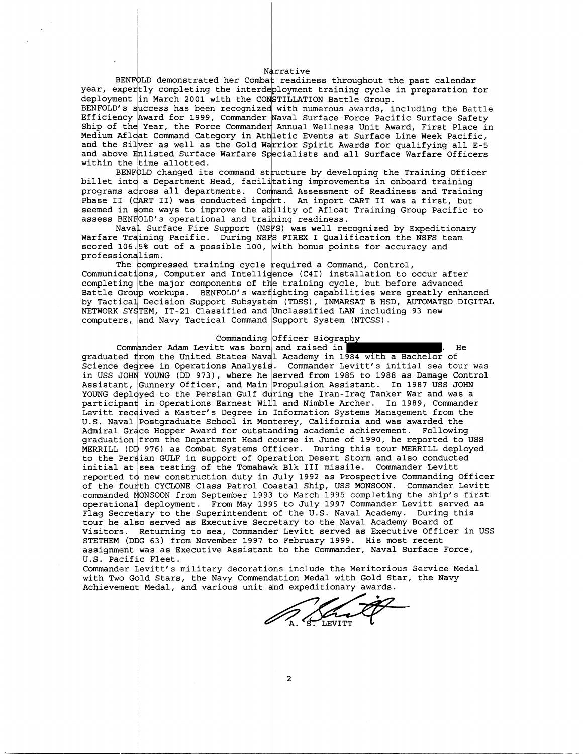## Narrative

BENFOLD demonstrated her Combat readiness throughout the past calendar year, expertly completing the interdeployment training cycle in preparation for deployment in March 2001 with the CONSTILLATION Battle Group.
BENFOLD's success has been recognized with numerous awards, including the Battle Efficiency Award for 1999, Commander Naval Surface Force Pacific Surface Safety Ship of the Year, the Force Commander Annual Wellness Unit Award, First Place in Medium Afloat Command Category in Athletic Events at Surface Line Week Pacific, and the Silver as well as the Gold Warrior Spirit Awards for qualifying all E-5 and above Enlisted Surface Warfare Specialists and all Surface Warfare Officers within the time allotted.

BENFOLD changed its command structure by developing the Training Officer billet into a Department Head, facilitating improvements in onboard training programs across all departments. Command Assessment of Readiness and Training Phase II (CART II) was conducted inport. An inport CART II was a first, but seemed in some ways to improve the ability of Afloat Training Group Pacific to assess BENFOLD's operational and training readiness.

Naval Surface Fire Support (NSFS) was well recognized by Expeditionary Warfare Training Pacific. During NSFS FIREX I Qualification the NSFS team scored 106.5% out of a possible 100, with bonus points for accuracy and professionalism.

The compressed training cycle required a Command, Control, Communications, Computer and Intelligence (C4I) installation to occur after completing the major components of the training cycle, but before advanced Battle Group workups. BENFOLD's warfighting capabilities were greatly enhanced by Tactical Decision Support Subsystem (TDSS), INMARSAT B HSD, AUTOMATED DIGITAL NETWORK SYSTEM, IT-21 Classified and Unclassified LAN including 93 new computers, and Navy Tactical Command Support System (NTCSS).

## Commanding Officer Biography

Commander Adam Levitt was born and raised in [REDACTED]. He graduated from the United States Naval Academy in 1984 with a Bachelor of Science degree in Operations Analysis. Commander Levitt's initial sea tour was in USS JOHN YOUNG (DD 973), where he served from 1985 to 1988 as Damage Control Assistant, Gunnery Officer, and Main Propulsion Assistant. In 1987 USS JOHN YOUNG deployed to the Persian Gulf during the Iran-Iraq Tanker War and was a participant in Operations Earnest Will and Nimble Archer. In 1989, Commander Levitt received a Master's Degree in Information Systems Management from the U.S. Naval Postgraduate School in Monterey, California and was awarded the Admiral Grace Hopper Award for outstanding academic achievement. Following graduation from the Department Head course in June of 1990, he reported to USS MERRILL (DD 976) as Combat Systems Officer. During this tour MERRILL deployed to the Persian GULF in support of Operation Desert Storm and also conducted initial at sea testing of the Tomahawk Blk III missile. Commander Levitt reported to new construction duty in July 1992 as Prospective Commanding Officer of the fourth CYCLONE Class Patrol Coastal Ship, USS MONSOON. Commander Levitt commanded MONSOON from September 1993 to March 1995 completing the ship's first operational deployment. From May 1995 to July 1997 Commander Levitt served as Flag Secretary to the Superintendent of the U.S. Naval Academy. During this tour he also served as Executive Secretary to the Naval Academy Board of Visitors. Returning to sea, Commander Levitt served as Executive Officer in USS STETHEM (DDG 63) from November 1997 to February 1999. His most recent assignment was as Executive Assistant to the Commander, Naval Surface Force, U.S. Pacific Fleet.
Commander Levitt's military decorations include the Meritorious Service Medal with Two Gold Stars, the Navy Commendation Medal with Gold Star, the Navy Achievement Medal, and various unit and expeditionary awards.

A. S. LEVITT